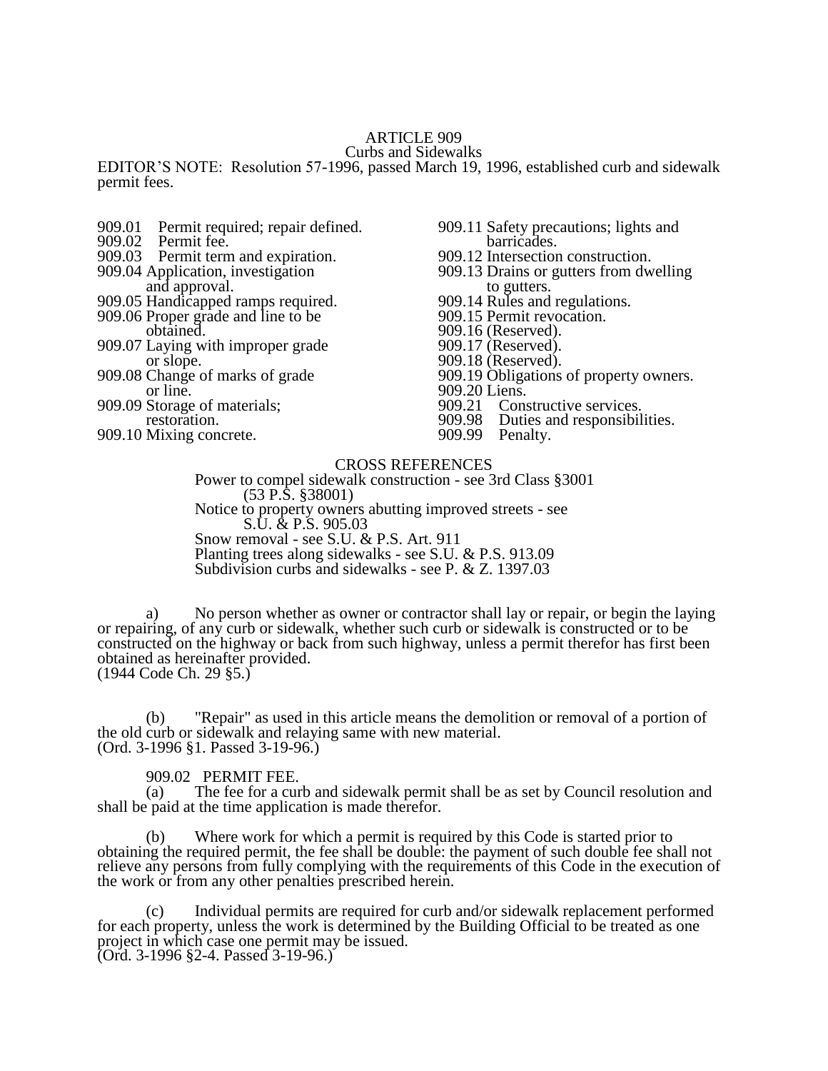# ARTICLE 909
## Curbs and Sidewalks

EDITOR'S NOTE: Resolution 57-1996, passed March 19, 1996, established curb and sidewalk permit fees.

909.01 Permit required; repair defined.
909.02 Permit fee.
909.03 Permit term and expiration.
909.04 Application, investigation and approval.
909.05 Handicapped ramps required.
909.06 Proper grade and line to be obtained.
909.07 Laying with improper grade or slope.
909.08 Change of marks of grade or line.
909.09 Storage of materials; restoration.
909.10 Mixing concrete.
909.11 Safety precautions; lights and barricades.
909.12 Intersection construction.
909.13 Drains or gutters from dwelling to gutters.
909.14 Rules and regulations.
909.15 Permit revocation.
909.16 (Reserved).
909.17 (Reserved).
909.18 (Reserved).
909.19 Obligations of property owners.
909.20 Liens.
909.21 Constructive services.
909.98 Duties and responsibilities.
909.99 Penalty.

CROSS REFERENCES

Power to compel sidewalk construction - see 3rd Class §3001 (53 P.S. §38001)
Notice to property owners abutting improved streets - see S.U. & P.S. 905.03
Snow removal - see S.U. & P.S. Art. 911
Planting trees along sidewalks - see S.U. & P.S. 913.09
Subdivision curbs and sidewalks - see P. & Z. 1397.03

a) No person whether as owner or contractor shall lay or repair, or begin the laying or repairing, of any curb or sidewalk, whether such curb or sidewalk is constructed or to be constructed on the highway or back from such highway, unless a permit therefor has first been obtained as hereinafter provided.
(1944 Code Ch. 29 §5.)

(b) "Repair" as used in this article means the demolition or removal of a portion of the old curb or sidewalk and relaying same with new material.
(Ord. 3-1996 §1. Passed 3-19-96.)

909.02 PERMIT FEE.

(a) The fee for a curb and sidewalk permit shall be as set by Council resolution and shall be paid at the time application is made therefor.

(b) Where work for which a permit is required by this Code is started prior to obtaining the required permit, the fee shall be double: the payment of such double fee shall not relieve any persons from fully complying with the requirements of this Code in the execution of the work or from any other penalties prescribed herein.

(c) Individual permits are required for curb and/or sidewalk replacement performed for each property, unless the work is determined by the Building Official to be treated as one project in which case one permit may be issued.
(Ord. 3-1996 §2-4. Passed 3-19-96.)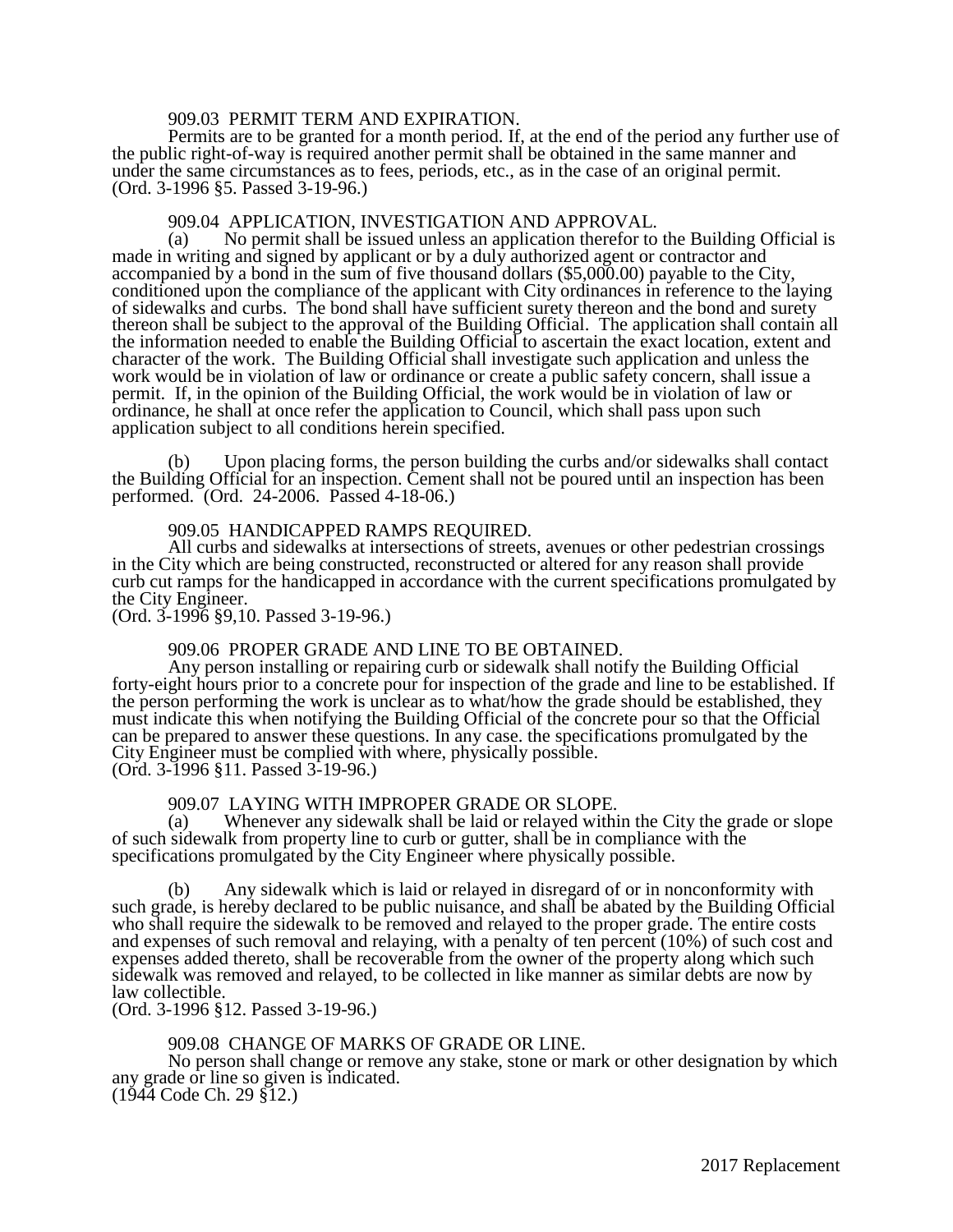909.03 PERMIT TERM AND EXPIRATION.

Permits are to be granted for a month period. If, at the end of the period any further use of the public right-of-way is required another permit shall be obtained in the same manner and under the same circumstances as to fees, periods, etc., as in the case of an original permit.
(Ord. 3-1996 §5. Passed 3-19-96.)

909.04 APPLICATION, INVESTIGATION AND APPROVAL.

(a) No permit shall be issued unless an application therefor to the Building Official is made in writing and signed by applicant or by a duly authorized agent or contractor and accompanied by a bond in the sum of five thousand dollars ($5,000.00) payable to the City, conditioned upon the compliance of the applicant with City ordinances in reference to the laying of sidewalks and curbs. The bond shall have sufficient surety thereon and the bond and surety thereon shall be subject to the approval of the Building Official. The application shall contain all the information needed to enable the Building Official to ascertain the exact location, extent and character of the work. The Building Official shall investigate such application and unless the work would be in violation of law or ordinance or create a public safety concern, shall issue a permit. If, in the opinion of the Building Official, the work would be in violation of law or ordinance, he shall at once refer the application to Council, which shall pass upon such application subject to all conditions herein specified.

(b) Upon placing forms, the person building the curbs and/or sidewalks shall contact the Building Official for an inspection. Cement shall not be poured until an inspection has been performed. (Ord. 24-2006. Passed 4-18-06.)

909.05 HANDICAPPED RAMPS REQUIRED.

All curbs and sidewalks at intersections of streets, avenues or other pedestrian crossings in the City which are being constructed, reconstructed or altered for any reason shall provide curb cut ramps for the handicapped in accordance with the current specifications promulgated by the City Engineer.
(Ord. 3-1996 §9,10. Passed 3-19-96.)

909.06 PROPER GRADE AND LINE TO BE OBTAINED.

Any person installing or repairing curb or sidewalk shall notify the Building Official forty-eight hours prior to a concrete pour for inspection of the grade and line to be established. If the person performing the work is unclear as to what/how the grade should be established, they must indicate this when notifying the Building Official of the concrete pour so that the Official can be prepared to answer these questions. In any case. the specifications promulgated by the City Engineer must be complied with where, physically possible.
(Ord. 3-1996 §11. Passed 3-19-96.)

909.07 LAYING WITH IMPROPER GRADE OR SLOPE.

(a) Whenever any sidewalk shall be laid or relayed within the City the grade or slope of such sidewalk from property line to curb or gutter, shall be in compliance with the specifications promulgated by the City Engineer where physically possible.

(b) Any sidewalk which is laid or relayed in disregard of or in nonconformity with such grade, is hereby declared to be public nuisance, and shall be abated by the Building Official who shall require the sidewalk to be removed and relayed to the proper grade. The entire costs and expenses of such removal and relaying, with a penalty of ten percent (10%) of such cost and expenses added thereto, shall be recoverable from the owner of the property along which such sidewalk was removed and relayed, to be collected in like manner as similar debts are now by law collectible.
(Ord. 3-1996 §12. Passed 3-19-96.)

909.08 CHANGE OF MARKS OF GRADE OR LINE.

No person shall change or remove any stake, stone or mark or other designation by which any grade or line so given is indicated.
(1944 Code Ch. 29 §12.)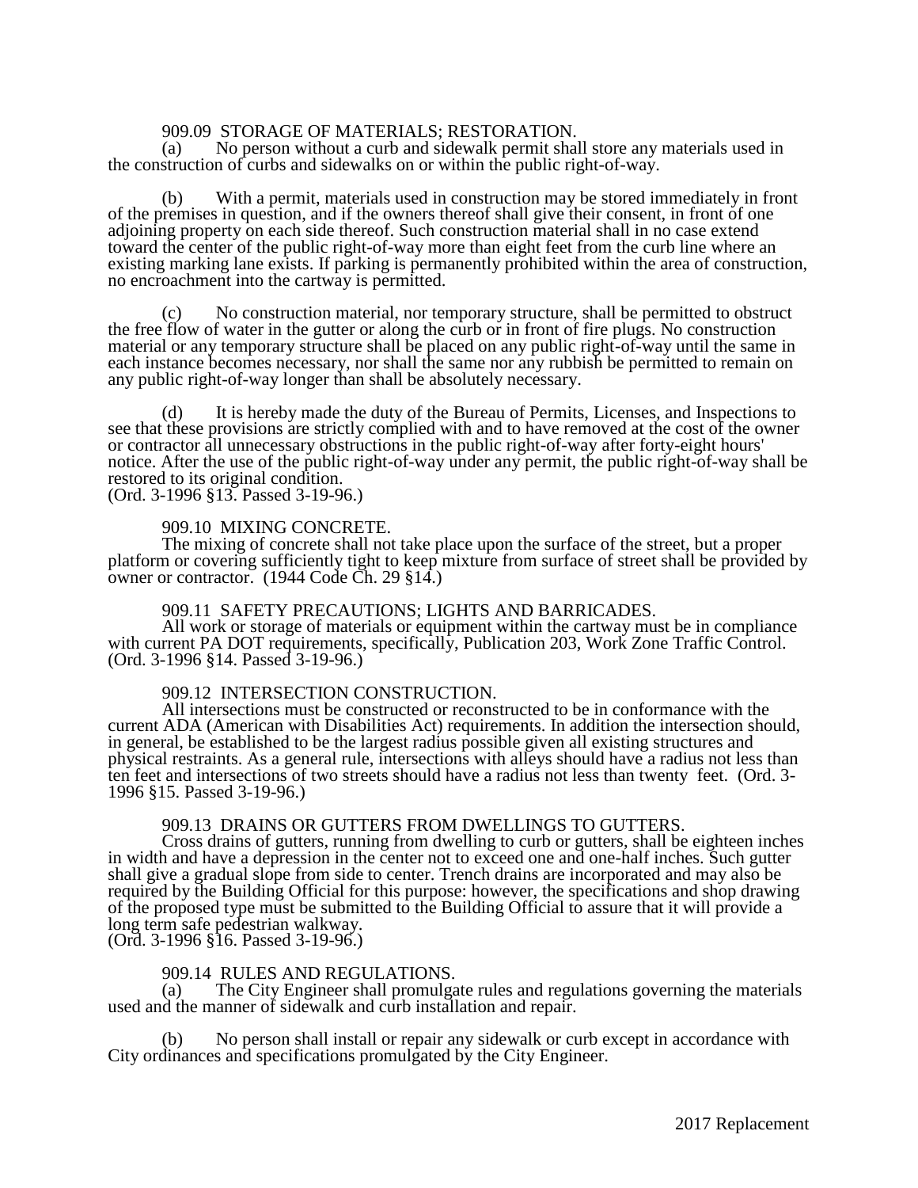### 909.09 STORAGE OF MATERIALS; RESTORATION.

(a) No person without a curb and sidewalk permit shall store any materials used in the construction of curbs and sidewalks on or within the public right-of-way.

(b) With a permit, materials used in construction may be stored immediately in front of the premises in question, and if the owners thereof shall give their consent, in front of one adjoining property on each side thereof. Such construction material shall in no case extend toward the center of the public right-of-way more than eight feet from the curb line where an existing marking lane exists. If parking is permanently prohibited within the area of construction, no encroachment into the cartway is permitted.

(c) No construction material, nor temporary structure, shall be permitted to obstruct the free flow of water in the gutter or along the curb or in front of fire plugs. No construction material or any temporary structure shall be placed on any public right-of-way until the same in each instance becomes necessary, nor shall the same nor any rubbish be permitted to remain on any public right-of-way longer than shall be absolutely necessary.

(d) It is hereby made the duty of the Bureau of Permits, Licenses, and Inspections to see that these provisions are strictly complied with and to have removed at the cost of the owner or contractor all unnecessary obstructions in the public right-of-way after forty-eight hours' notice. After the use of the public right-of-way under any permit, the public right-of-way shall be restored to its original condition.

(Ord. 3-1996 §13. Passed 3-19-96.)

### 909.10 MIXING CONCRETE.

The mixing of concrete shall not take place upon the surface of the street, but a proper platform or covering sufficiently tight to keep mixture from surface of street shall be provided by owner or contractor. (1944 Code Ch. 29 §14.)

### 909.11 SAFETY PRECAUTIONS; LIGHTS AND BARRICADES.

All work or storage of materials or equipment within the cartway must be in compliance with current PA DOT requirements, specifically, Publication 203, Work Zone Traffic Control. (Ord. 3-1996 §14. Passed 3-19-96.)

### 909.12 INTERSECTION CONSTRUCTION.

All intersections must be constructed or reconstructed to be in conformance with the current ADA (American with Disabilities Act) requirements. In addition the intersection should, in general, be established to be the largest radius possible given all existing structures and physical restraints. As a general rule, intersections with alleys should have a radius not less than ten feet and intersections of two streets should have a radius not less than twenty feet. (Ord. 3-1996 §15. Passed 3-19-96.)

### 909.13 DRAINS OR GUTTERS FROM DWELLINGS TO GUTTERS.

Cross drains of gutters, running from dwelling to curb or gutters, shall be eighteen inches in width and have a depression in the center not to exceed one and one-half inches. Such gutter shall give a gradual slope from side to center. Trench drains are incorporated and may also be required by the Building Official for this purpose: however, the specifications and shop drawing of the proposed type must be submitted to the Building Official to assure that it will provide a long term safe pedestrian walkway.

(Ord. 3-1996 §16. Passed 3-19-96.)

### 909.14 RULES AND REGULATIONS.

(a) The City Engineer shall promulgate rules and regulations governing the materials used and the manner of sidewalk and curb installation and repair.

(b) No person shall install or repair any sidewalk or curb except in accordance with City ordinances and specifications promulgated by the City Engineer.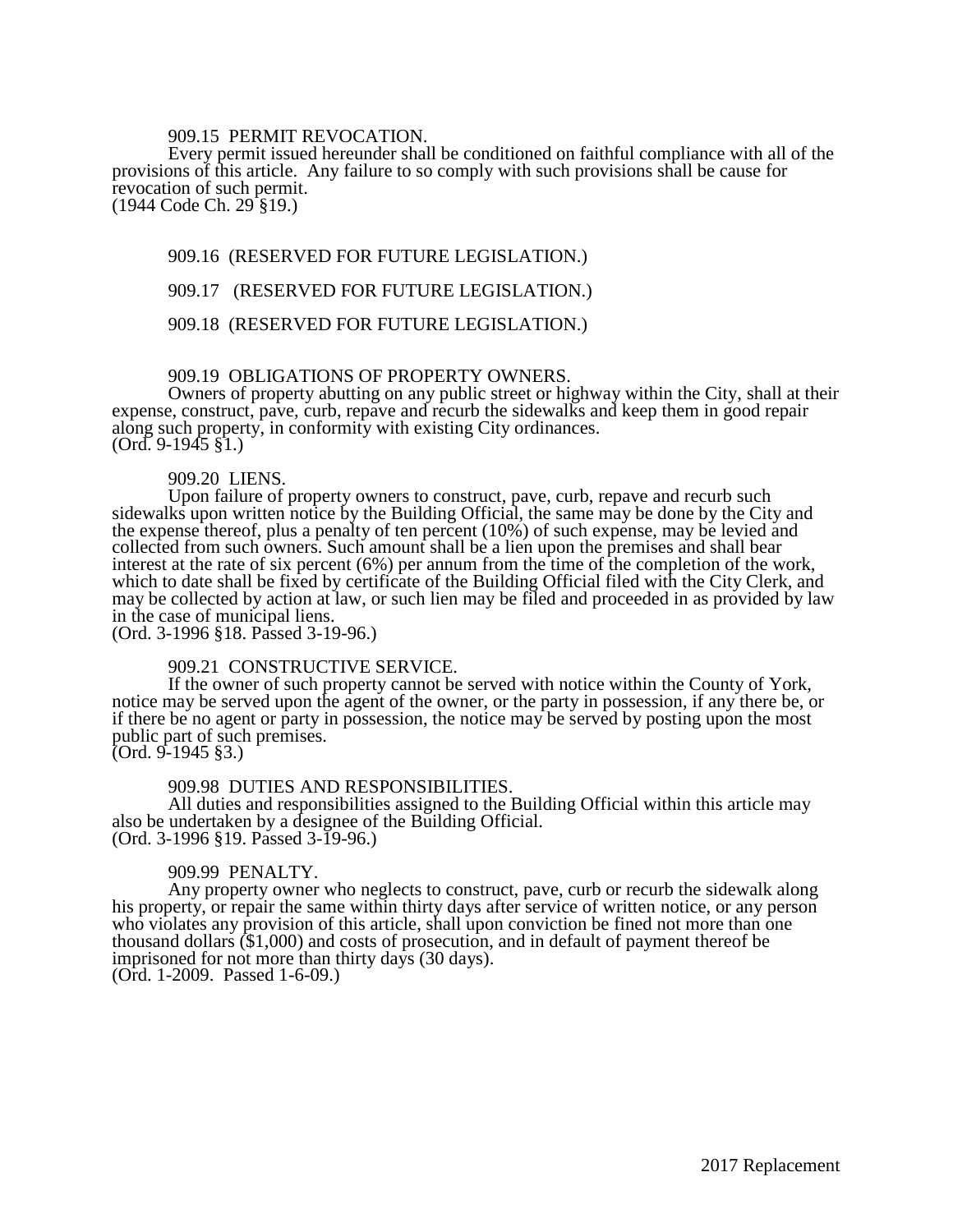909.15 PERMIT REVOCATION.

Every permit issued hereunder shall be conditioned on faithful compliance with all of the provisions of this article. Any failure to so comply with such provisions shall be cause for revocation of such permit.
(1944 Code Ch. 29 §19.)

909.16 (RESERVED FOR FUTURE LEGISLATION.)

909.17 (RESERVED FOR FUTURE LEGISLATION.)

909.18 (RESERVED FOR FUTURE LEGISLATION.)

909.19 OBLIGATIONS OF PROPERTY OWNERS.

Owners of property abutting on any public street or highway within the City, shall at their expense, construct, pave, curb, repave and recurb the sidewalks and keep them in good repair along such property, in conformity with existing City ordinances.
(Ord. 9-1945 §1.)

909.20 LIENS.

Upon failure of property owners to construct, pave, curb, repave and recurb such sidewalks upon written notice by the Building Official, the same may be done by the City and the expense thereof, plus a penalty of ten percent (10%) of such expense, may be levied and collected from such owners. Such amount shall be a lien upon the premises and shall bear interest at the rate of six percent (6%) per annum from the time of the completion of the work, which to date shall be fixed by certificate of the Building Official filed with the City Clerk, and may be collected by action at law, or such lien may be filed and proceeded in as provided by law in the case of municipal liens.
(Ord. 3-1996 §18. Passed 3-19-96.)

909.21 CONSTRUCTIVE SERVICE.

If the owner of such property cannot be served with notice within the County of York, notice may be served upon the agent of the owner, or the party in possession, if any there be, or if there be no agent or party in possession, the notice may be served by posting upon the most public part of such premises.
(Ord. 9-1945 §3.)

909.98 DUTIES AND RESPONSIBILITIES.

All duties and responsibilities assigned to the Building Official within this article may also be undertaken by a designee of the Building Official.
(Ord. 3-1996 §19. Passed 3-19-96.)

909.99 PENALTY.

Any property owner who neglects to construct, pave, curb or recurb the sidewalk along his property, or repair the same within thirty days after service of written notice, or any person who violates any provision of this article, shall upon conviction be fined not more than one thousand dollars ($1,000) and costs of prosecution, and in default of payment thereof be imprisoned for not more than thirty days (30 days).
(Ord. 1-2009. Passed 1-6-09.)